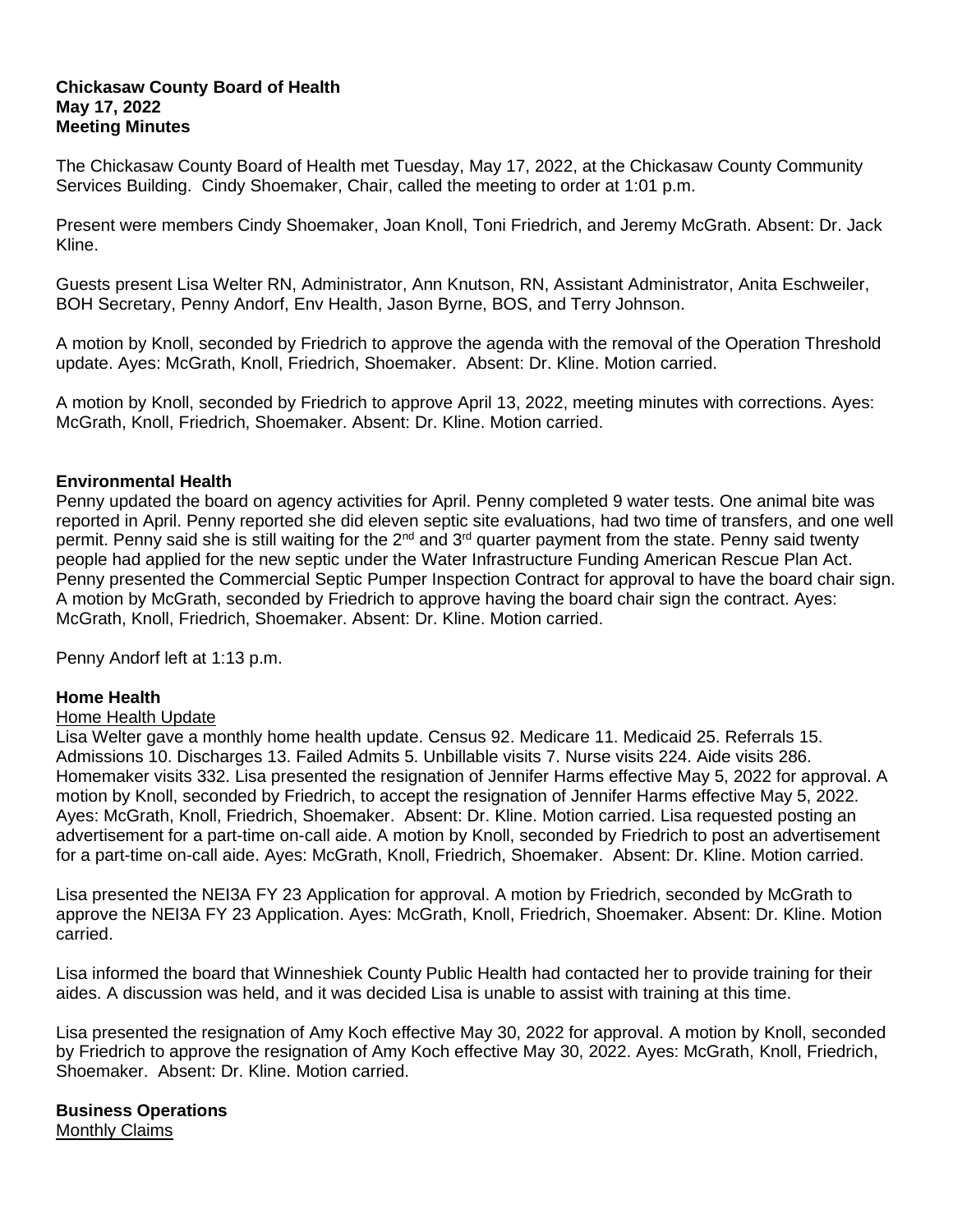**Chickasaw County Board of Health**
**May 17, 2022**
**Meeting Minutes**

The Chickasaw County Board of Health met Tuesday, May 17, 2022, at the Chickasaw County Community Services Building. Cindy Shoemaker, Chair, called the meeting to order at 1:01 p.m.

Present were members Cindy Shoemaker, Joan Knoll, Toni Friedrich, and Jeremy McGrath. Absent: Dr. Jack Kline.

Guests present Lisa Welter RN, Administrator, Ann Knutson, RN, Assistant Administrator, Anita Eschweiler, BOH Secretary, Penny Andorf, Env Health, Jason Byrne, BOS, and Terry Johnson.

A motion by Knoll, seconded by Friedrich to approve the agenda with the removal of the Operation Threshold update. Ayes: McGrath, Knoll, Friedrich, Shoemaker. Absent: Dr. Kline. Motion carried.

A motion by Knoll, seconded by Friedrich to approve April 13, 2022, meeting minutes with corrections. Ayes: McGrath, Knoll, Friedrich, Shoemaker. Absent: Dr. Kline. Motion carried.

**Environmental Health**

Penny updated the board on agency activities for April. Penny completed 9 water tests. One animal bite was reported in April. Penny reported she did eleven septic site evaluations, had two time of transfers, and one well permit. Penny said she is still waiting for the 2nd and 3rd quarter payment from the state. Penny said twenty people had applied for the new septic under the Water Infrastructure Funding American Rescue Plan Act. Penny presented the Commercial Septic Pumper Inspection Contract for approval to have the board chair sign. A motion by McGrath, seconded by Friedrich to approve having the board chair sign the contract. Ayes: McGrath, Knoll, Friedrich, Shoemaker. Absent: Dr. Kline. Motion carried.

Penny Andorf left at 1:13 p.m.

**Home Health**

Home Health Update

Lisa Welter gave a monthly home health update. Census 92. Medicare 11. Medicaid 25. Referrals 15. Admissions 10. Discharges 13. Failed Admits 5. Unbillable visits 7. Nurse visits 224. Aide visits 286. Homemaker visits 332. Lisa presented the resignation of Jennifer Harms effective May 5, 2022 for approval. A motion by Knoll, seconded by Friedrich, to accept the resignation of Jennifer Harms effective May 5, 2022. Ayes: McGrath, Knoll, Friedrich, Shoemaker. Absent: Dr. Kline. Motion carried. Lisa requested posting an advertisement for a part-time on-call aide. A motion by Knoll, seconded by Friedrich to post an advertisement for a part-time on-call aide. Ayes: McGrath, Knoll, Friedrich, Shoemaker. Absent: Dr. Kline. Motion carried.

Lisa presented the NEI3A FY 23 Application for approval. A motion by Friedrich, seconded by McGrath to approve the NEI3A FY 23 Application. Ayes: McGrath, Knoll, Friedrich, Shoemaker. Absent: Dr. Kline. Motion carried.

Lisa informed the board that Winneshiek County Public Health had contacted her to provide training for their aides. A discussion was held, and it was decided Lisa is unable to assist with training at this time.

Lisa presented the resignation of Amy Koch effective May 30, 2022 for approval. A motion by Knoll, seconded by Friedrich to approve the resignation of Amy Koch effective May 30, 2022. Ayes: McGrath, Knoll, Friedrich, Shoemaker. Absent: Dr. Kline. Motion carried.

**Business Operations**

Monthly Claims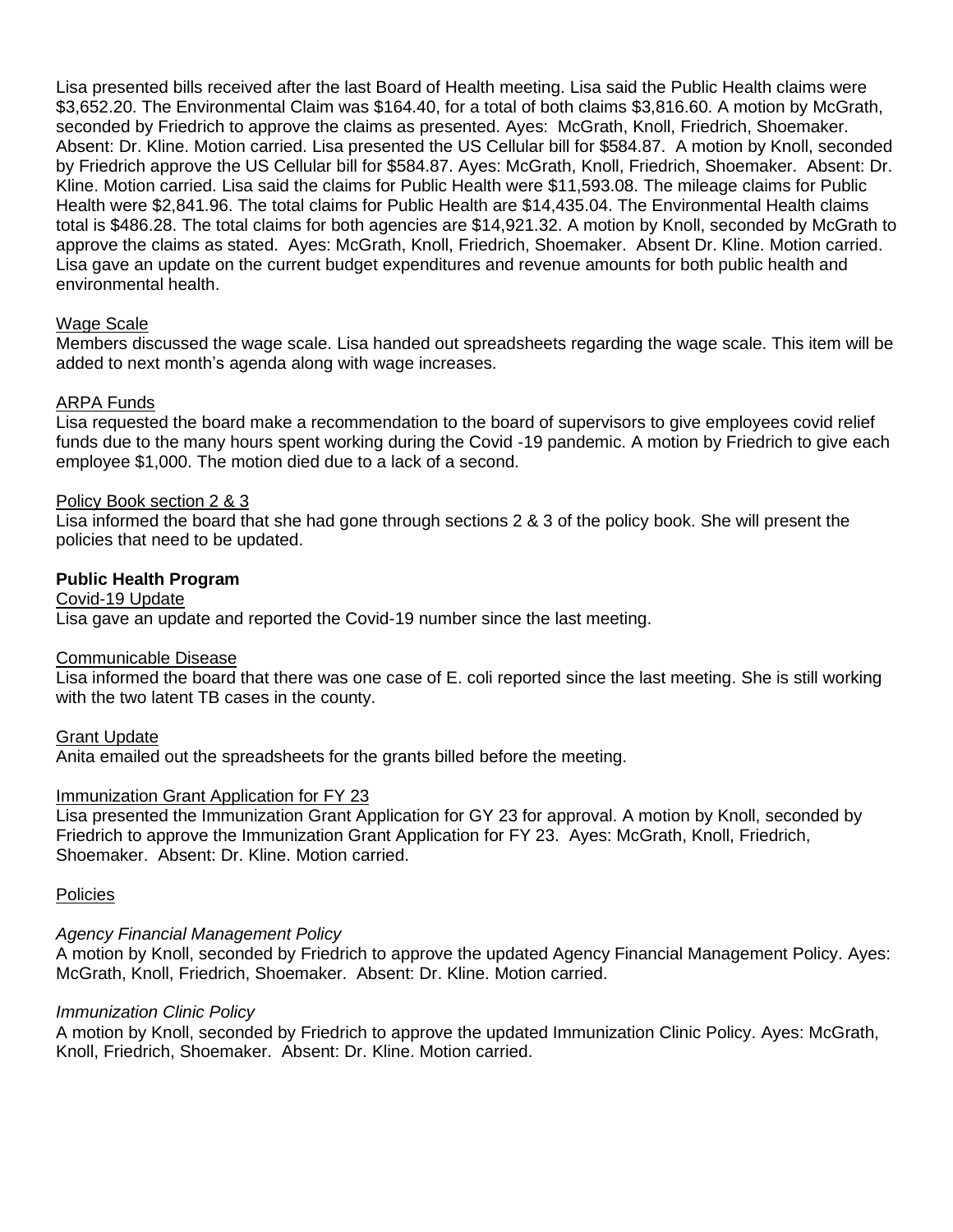Lisa presented bills received after the last Board of Health meeting. Lisa said the Public Health claims were $3,652.20. The Environmental Claim was $164.40, for a total of both claims $3,816.60. A motion by McGrath, seconded by Friedrich to approve the claims as presented. Ayes: McGrath, Knoll, Friedrich, Shoemaker. Absent: Dr. Kline. Motion carried. Lisa presented the US Cellular bill for $584.87. A motion by Knoll, seconded by Friedrich approve the US Cellular bill for $584.87. Ayes: McGrath, Knoll, Friedrich, Shoemaker. Absent: Dr. Kline. Motion carried. Lisa said the claims for Public Health were $11,593.08. The mileage claims for Public Health were $2,841.96. The total claims for Public Health are $14,435.04. The Environmental Health claims total is $486.28. The total claims for both agencies are $14,921.32. A motion by Knoll, seconded by McGrath to approve the claims as stated. Ayes: McGrath, Knoll, Friedrich, Shoemaker. Absent Dr. Kline. Motion carried. Lisa gave an update on the current budget expenditures and revenue amounts for both public health and environmental health.

<u>Wage Scale</u>
Members discussed the wage scale. Lisa handed out spreadsheets regarding the wage scale. This item will be added to next month's agenda along with wage increases.

<u>ARPA Funds</u>
Lisa requested the board make a recommendation to the board of supervisors to give employees covid relief funds due to the many hours spent working during the Covid -19 pandemic. A motion by Friedrich to give each employee $1,000. The motion died due to a lack of a second.

<u>Policy Book section 2 & 3</u>
Lisa informed the board that she had gone through sections 2 & 3 of the policy book. She will present the policies that need to be updated.

**Public Health Program**

<u>Covid-19 Update</u>
Lisa gave an update and reported the Covid-19 number since the last meeting.

<u>Communicable Disease</u>
Lisa informed the board that there was one case of E. coli reported since the last meeting. She is still working with the two latent TB cases in the county.

<u>Grant Update</u>
Anita emailed out the spreadsheets for the grants billed before the meeting.

<u>Immunization Grant Application for FY 23</u>
Lisa presented the Immunization Grant Application for GY 23 for approval. A motion by Knoll, seconded by Friedrich to approve the Immunization Grant Application for FY 23. Ayes: McGrath, Knoll, Friedrich, Shoemaker. Absent: Dr. Kline. Motion carried.

<u>Policies</u>

*Agency Financial Management Policy*
A motion by Knoll, seconded by Friedrich to approve the updated Agency Financial Management Policy. Ayes: McGrath, Knoll, Friedrich, Shoemaker. Absent: Dr. Kline. Motion carried.

*Immunization Clinic Policy*
A motion by Knoll, seconded by Friedrich to approve the updated Immunization Clinic Policy. Ayes: McGrath, Knoll, Friedrich, Shoemaker. Absent: Dr. Kline. Motion carried.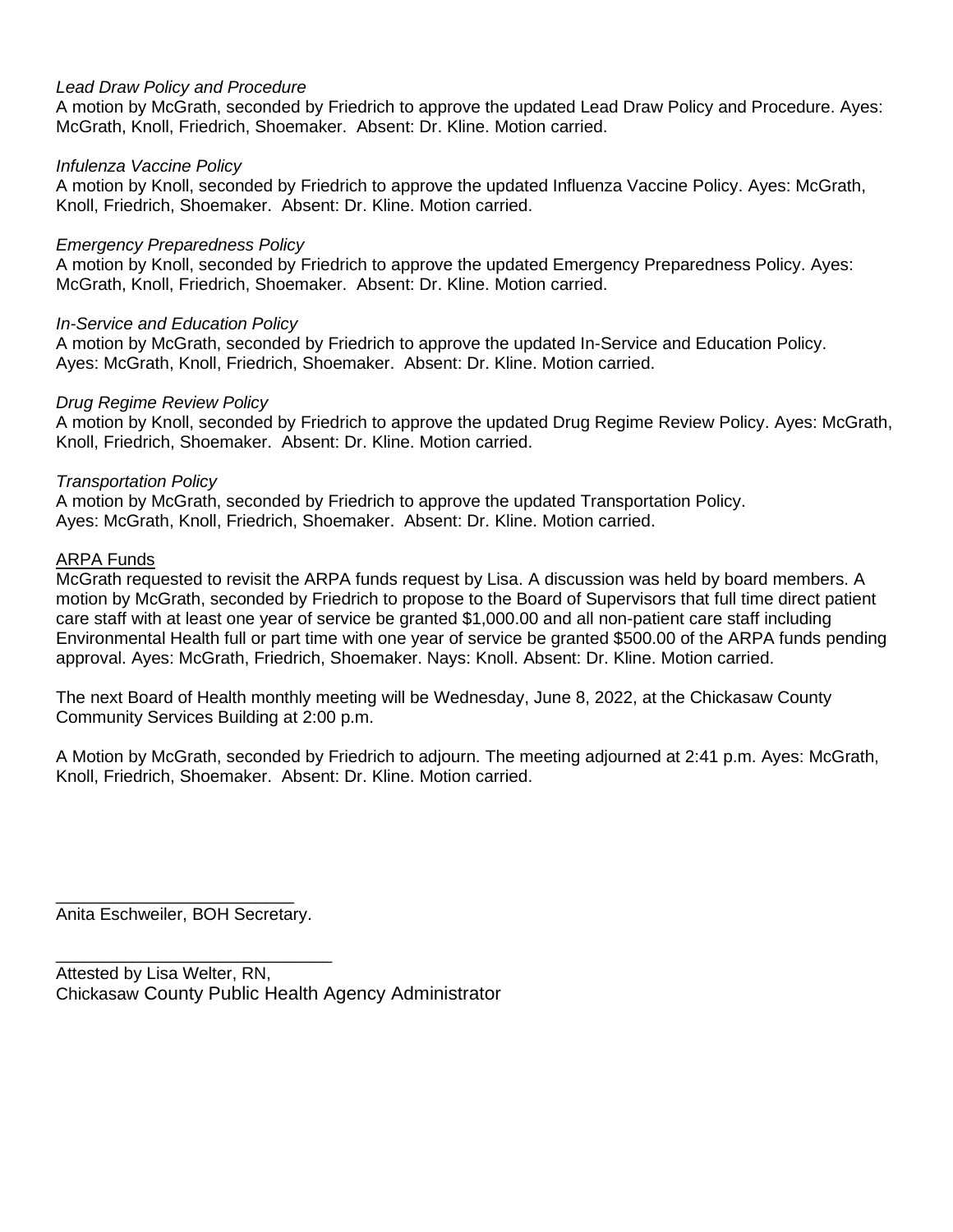*Lead Draw Policy and Procedure*
A motion by McGrath, seconded by Friedrich to approve the updated Lead Draw Policy and Procedure. Ayes: McGrath, Knoll, Friedrich, Shoemaker. Absent: Dr. Kline. Motion carried.

*Infulenza Vaccine Policy*
A motion by Knoll, seconded by Friedrich to approve the updated Influenza Vaccine Policy. Ayes: McGrath, Knoll, Friedrich, Shoemaker. Absent: Dr. Kline. Motion carried.

*Emergency Preparedness Policy*
A motion by Knoll, seconded by Friedrich to approve the updated Emergency Preparedness Policy. Ayes: McGrath, Knoll, Friedrich, Shoemaker. Absent: Dr. Kline. Motion carried.

*In-Service and Education Policy*
A motion by McGrath, seconded by Friedrich to approve the updated In-Service and Education Policy. Ayes: McGrath, Knoll, Friedrich, Shoemaker. Absent: Dr. Kline. Motion carried.

*Drug Regime Review Policy*
A motion by Knoll, seconded by Friedrich to approve the updated Drug Regime Review Policy. Ayes: McGrath, Knoll, Friedrich, Shoemaker. Absent: Dr. Kline. Motion carried.

*Transportation Policy*
A motion by McGrath, seconded by Friedrich to approve the updated Transportation Policy. Ayes: McGrath, Knoll, Friedrich, Shoemaker. Absent: Dr. Kline. Motion carried.

<u>ARPA Funds</u>
McGrath requested to revisit the ARPA funds request by Lisa. A discussion was held by board members. A motion by McGrath, seconded by Friedrich to propose to the Board of Supervisors that full time direct patient care staff with at least one year of service be granted $1,000.00 and all non-patient care staff including Environmental Health full or part time with one year of service be granted $500.00 of the ARPA funds pending approval. Ayes: McGrath, Friedrich, Shoemaker. Nays: Knoll. Absent: Dr. Kline. Motion carried.

The next Board of Health monthly meeting will be Wednesday, June 8, 2022, at the Chickasaw County Community Services Building at 2:00 p.m.

A Motion by McGrath, seconded by Friedrich to adjourn. The meeting adjourned at 2:41 p.m. Ayes: McGrath, Knoll, Friedrich, Shoemaker. Absent: Dr. Kline. Motion carried.

_________________________
Anita Eschweiler, BOH Secretary.

_____________________________
Attested by Lisa Welter, RN,
Chickasaw County Public Health Agency Administrator